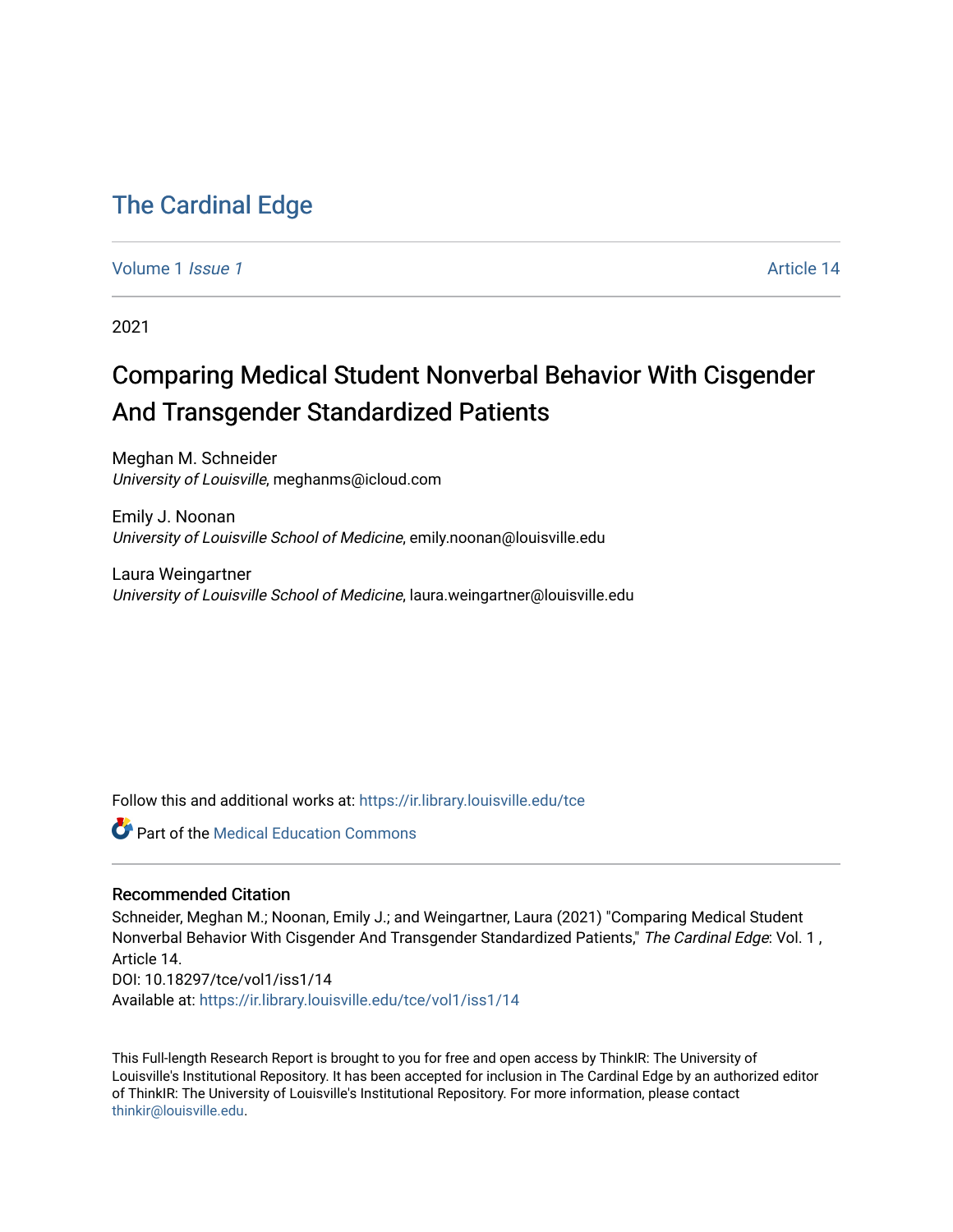# The Cardinal Edge

Volume 1 *Issue 1* Article 14

2021

## Comparing Medical Student Nonverbal Behavior With Cisgender And Transgender Standardized Patients

Meghan M. Schneider
*University of Louisville*, meghanms@icloud.com

Emily J. Noonan
*University of Louisville School of Medicine*, emily.noonan@louisville.edu

Laura Weingartner
*University of Louisville School of Medicine*, laura.weingartner@louisville.edu

Follow this and additional works at: https://ir.library.louisville.edu/tce

Part of the Medical Education Commons

### Recommended Citation

Schneider, Meghan M.; Noonan, Emily J.; and Weingartner, Laura (2021) "Comparing Medical Student Nonverbal Behavior With Cisgender And Transgender Standardized Patients," *The Cardinal Edge*: Vol. 1 , Article 14.
DOI: 10.18297/tce/vol1/iss1/14
Available at: https://ir.library.louisville.edu/tce/vol1/iss1/14

This Full-length Research Report is brought to you for free and open access by ThinkIR: The University of Louisville's Institutional Repository. It has been accepted for inclusion in The Cardinal Edge by an authorized editor of ThinkIR: The University of Louisville's Institutional Repository. For more information, please contact thinkir@louisville.edu.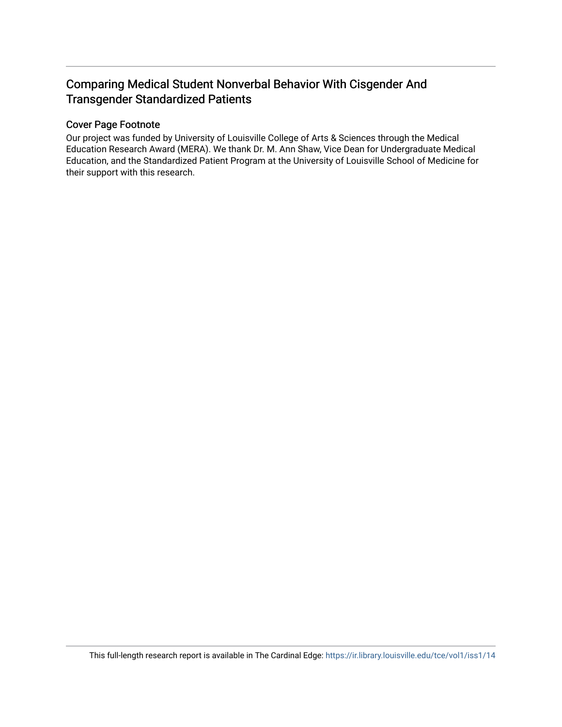# Comparing Medical Student Nonverbal Behavior With Cisgender And Transgender Standardized Patients

## Cover Page Footnote

Our project was funded by University of Louisville College of Arts & Sciences through the Medical Education Research Award (MERA). We thank Dr. M. Ann Shaw, Vice Dean for Undergraduate Medical Education, and the Standardized Patient Program at the University of Louisville School of Medicine for their support with this research.

This full-length research report is available in The Cardinal Edge: https://ir.library.louisville.edu/tce/vol1/iss1/14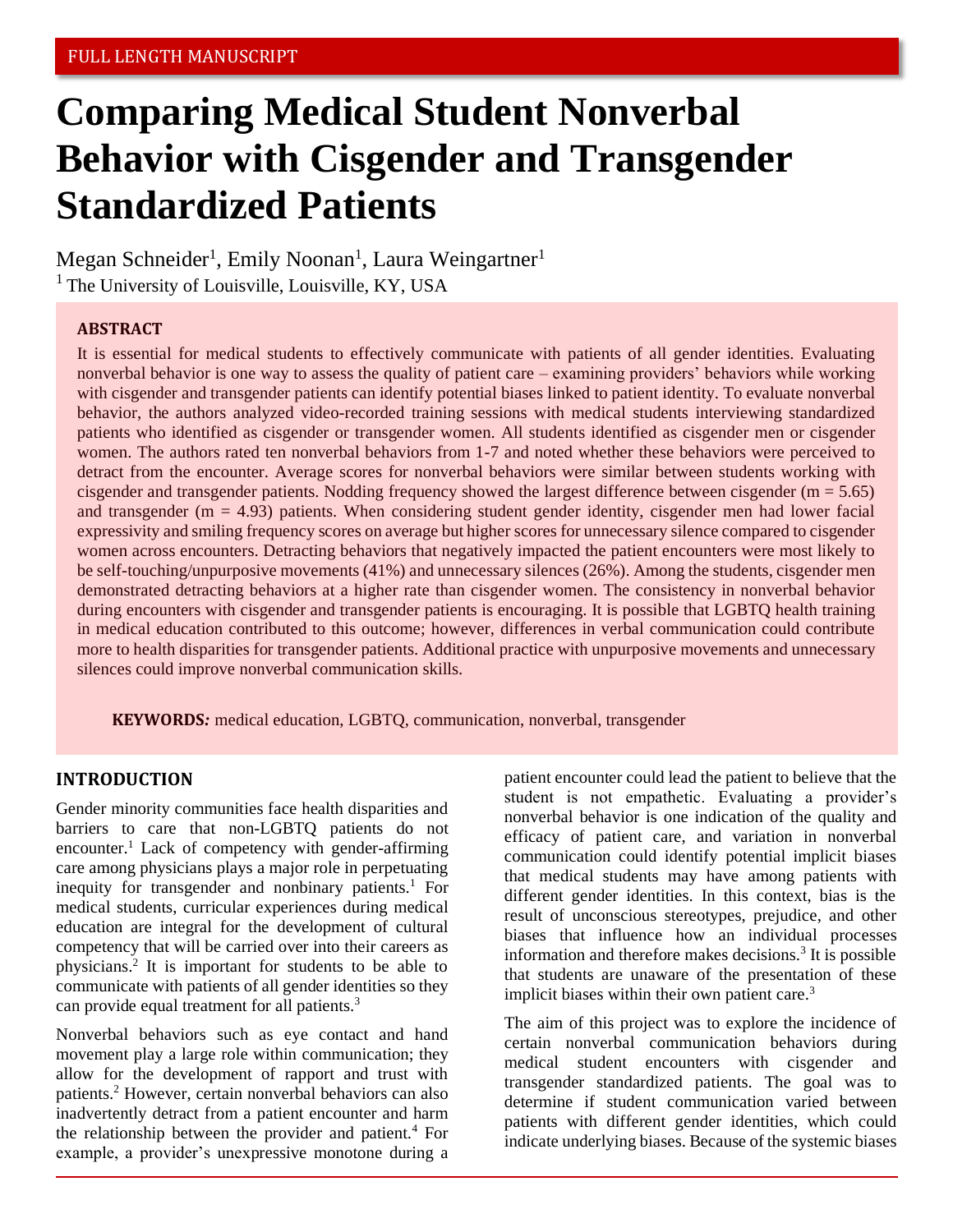FULL LENGTH MANUSCRIPT

# Comparing Medical Student Nonverbal Behavior with Cisgender and Transgender Standardized Patients

Megan Schneider[1], Emily Noonan[1], Laura Weingartner[1]

[1] The University of Louisville, Louisville, KY, USA

## ABSTRACT

It is essential for medical students to effectively communicate with patients of all gender identities. Evaluating nonverbal behavior is one way to assess the quality of patient care – examining providers' behaviors while working with cisgender and transgender patients can identify potential biases linked to patient identity. To evaluate nonverbal behavior, the authors analyzed video-recorded training sessions with medical students interviewing standardized patients who identified as cisgender or transgender women. All students identified as cisgender men or cisgender women. The authors rated ten nonverbal behaviors from 1-7 and noted whether these behaviors were perceived to detract from the encounter. Average scores for nonverbal behaviors were similar between students working with cisgender and transgender patients. Nodding frequency showed the largest difference between cisgender (m = 5.65) and transgender (m = 4.93) patients. When considering student gender identity, cisgender men had lower facial expressivity and smiling frequency scores on average but higher scores for unnecessary silence compared to cisgender women across encounters. Detracting behaviors that negatively impacted the patient encounters were most likely to be self-touching/unpurposive movements (41%) and unnecessary silences (26%). Among the students, cisgender men demonstrated detracting behaviors at a higher rate than cisgender women. The consistency in nonverbal behavior during encounters with cisgender and transgender patients is encouraging. It is possible that LGBTQ health training in medical education contributed to this outcome; however, differences in verbal communication could contribute more to health disparities for transgender patients. Additional practice with unpurposive movements and unnecessary silences could improve nonverbal communication skills.

**KEYWORDS:** medical education, LGBTQ, communication, nonverbal, transgender

## INTRODUCTION

Gender minority communities face health disparities and barriers to care that non-LGBTQ patients do not encounter.[1] Lack of competency with gender-affirming care among physicians plays a major role in perpetuating inequity for transgender and nonbinary patients.[1] For medical students, curricular experiences during medical education are integral for the development of cultural competency that will be carried over into their careers as physicians.[2] It is important for students to be able to communicate with patients of all gender identities so they can provide equal treatment for all patients.[3]

Nonverbal behaviors such as eye contact and hand movement play a large role within communication; they allow for the development of rapport and trust with patients.[2] However, certain nonverbal behaviors can also inadvertently detract from a patient encounter and harm the relationship between the provider and patient.[4] For example, a provider's unexpressive monotone during a patient encounter could lead the patient to believe that the student is not empathetic. Evaluating a provider's nonverbal behavior is one indication of the quality and efficacy of patient care, and variation in nonverbal communication could identify potential implicit biases that medical students may have among patients with different gender identities. In this context, bias is the result of unconscious stereotypes, prejudice, and other biases that influence how an individual processes information and therefore makes decisions.[3] It is possible that students are unaware of the presentation of these implicit biases within their own patient care.[3]

The aim of this project was to explore the incidence of certain nonverbal communication behaviors during medical student encounters with cisgender and transgender standardized patients. The goal was to determine if student communication varied between patients with different gender identities, which could indicate underlying biases. Because of the systemic biases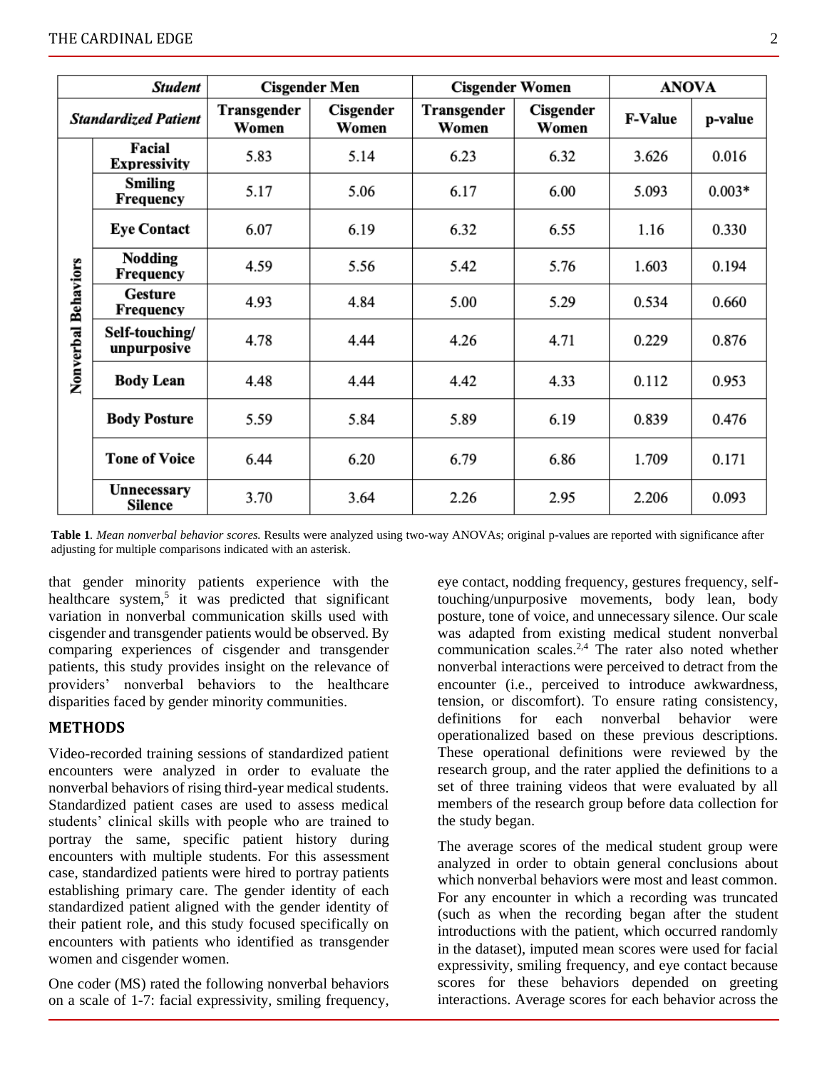| | *Student* | Cisgender Men | | Cisgender Women | | ANOVA | |
|---|---|---|---|---|---|---|---|
| | *Standardized Patient* | Transgender Women | Cisgender Women | Transgender Women | Cisgender Women | F-Value | p-value |
| Nonverbal Behaviors | Facial Expressivity | 5.83 | 5.14 | 6.23 | 6.32 | 3.626 | 0.016 |
| | Smiling Frequency | 5.17 | 5.06 | 6.17 | 6.00 | 5.093 | 0.003* |
| | Eye Contact | 6.07 | 6.19 | 6.32 | 6.55 | 1.16 | 0.330 |
| | Nodding Frequency | 4.59 | 5.56 | 5.42 | 5.76 | 1.603 | 0.194 |
| | Gesture Frequency | 4.93 | 4.84 | 5.00 | 5.29 | 0.534 | 0.660 |
| | Self-touching/ unpurposive | 4.78 | 4.44 | 4.26 | 4.71 | 0.229 | 0.876 |
| | Body Lean | 4.48 | 4.44 | 4.42 | 4.33 | 0.112 | 0.953 |
| | Body Posture | 5.59 | 5.84 | 5.89 | 6.19 | 0.839 | 0.476 |
| | Tone of Voice | 6.44 | 6.20 | 6.79 | 6.86 | 1.709 | 0.171 |
| | Unnecessary Silence | 3.70 | 3.64 | 2.26 | 2.95 | 2.206 | 0.093 |

**Table 1**. *Mean nonverbal behavior scores.* Results were analyzed using two-way ANOVAs; original p-values are reported with significance after adjusting for multiple comparisons indicated with an asterisk.

that gender minority patients experience with the healthcare system,[5] it was predicted that significant variation in nonverbal communication skills used with cisgender and transgender patients would be observed. By comparing experiences of cisgender and transgender patients, this study provides insight on the relevance of providers' nonverbal behaviors to the healthcare disparities faced by gender minority communities.

## METHODS

Video-recorded training sessions of standardized patient encounters were analyzed in order to evaluate the nonverbal behaviors of rising third-year medical students. Standardized patient cases are used to assess medical students' clinical skills with people who are trained to portray the same, specific patient history during encounters with multiple students. For this assessment case, standardized patients were hired to portray patients establishing primary care. The gender identity of each standardized patient aligned with the gender identity of their patient role, and this study focused specifically on encounters with patients who identified as transgender women and cisgender women.

One coder (MS) rated the following nonverbal behaviors on a scale of 1-7: facial expressivity, smiling frequency, eye contact, nodding frequency, gestures frequency, self-touching/unpurposive movements, body lean, body posture, tone of voice, and unnecessary silence. Our scale was adapted from existing medical student nonverbal communication scales.[2,4] The rater also noted whether nonverbal interactions were perceived to detract from the encounter (i.e., perceived to introduce awkwardness, tension, or discomfort). To ensure rating consistency, definitions for each nonverbal behavior were operationalized based on these previous descriptions. These operational definitions were reviewed by the research group, and the rater applied the definitions to a set of three training videos that were evaluated by all members of the research group before data collection for the study began.

The average scores of the medical student group were analyzed in order to obtain general conclusions about which nonverbal behaviors were most and least common. For any encounter in which a recording was truncated (such as when the recording began after the student introductions with the patient, which occurred randomly in the dataset), imputed mean scores were used for facial expressivity, smiling frequency, and eye contact because scores for these behaviors depended on greeting interactions. Average scores for each behavior across the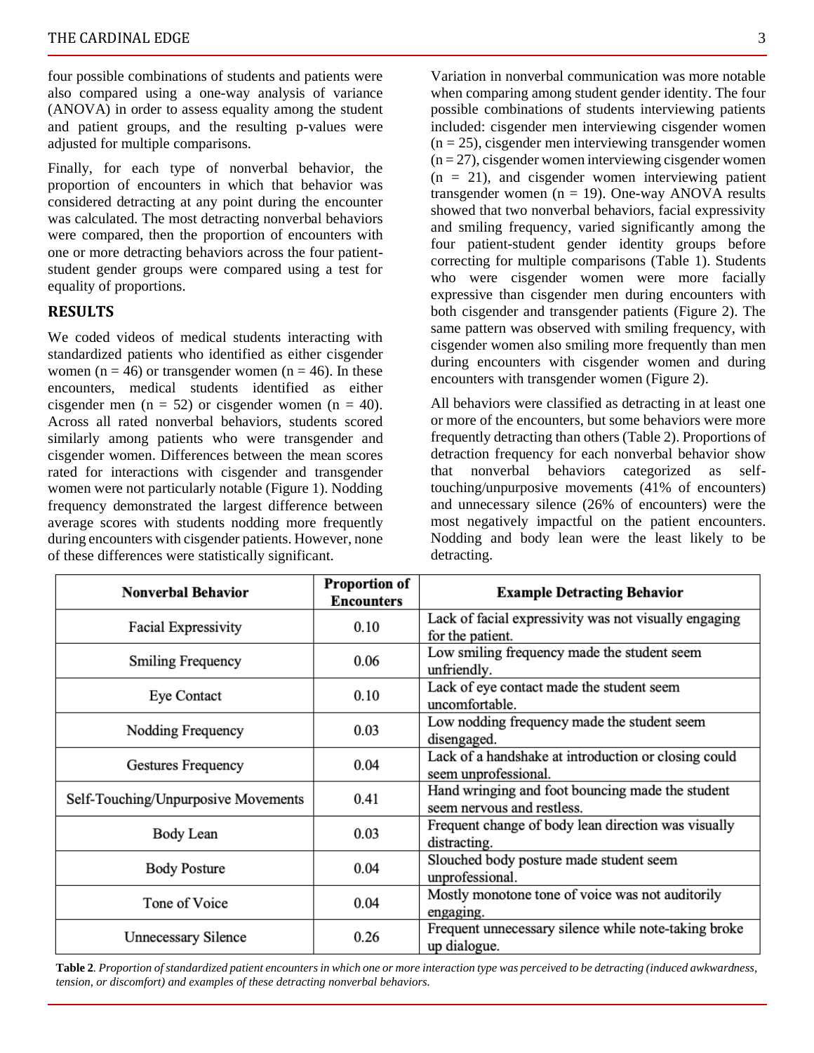four possible combinations of students and patients were also compared using a one-way analysis of variance (ANOVA) in order to assess equality among the student and patient groups, and the resulting p-values were adjusted for multiple comparisons.

Finally, for each type of nonverbal behavior, the proportion of encounters in which that behavior was considered detracting at any point during the encounter was calculated. The most detracting nonverbal behaviors were compared, then the proportion of encounters with one or more detracting behaviors across the four patient-student gender groups were compared using a test for equality of proportions.

## RESULTS

We coded videos of medical students interacting with standardized patients who identified as either cisgender women ($n = 46$) or transgender women ($n = 46$). In these encounters, medical students identified as either cisgender men ($n = 52$) or cisgender women ($n = 40$). Across all rated nonverbal behaviors, students scored similarly among patients who were transgender and cisgender women. Differences between the mean scores rated for interactions with cisgender and transgender women were not particularly notable (Figure 1). Nodding frequency demonstrated the largest difference between average scores with students nodding more frequently during encounters with cisgender patients. However, none of these differences were statistically significant.

Variation in nonverbal communication was more notable when comparing among student gender identity. The four possible combinations of students interviewing patients included: cisgender men interviewing cisgender women ($n = 25$), cisgender men interviewing transgender women ($n = 27$), cisgender women interviewing cisgender women ($n = 21$), and cisgender women interviewing patient transgender women ($n = 19$). One-way ANOVA results showed that two nonverbal behaviors, facial expressivity and smiling frequency, varied significantly among the four patient-student gender identity groups before correcting for multiple comparisons (Table 1). Students who were cisgender women were more facially expressive than cisgender men during encounters with both cisgender and transgender patients (Figure 2). The same pattern was observed with smiling frequency, with cisgender women also smiling more frequently than men during encounters with cisgender women and during encounters with transgender women (Figure 2).

All behaviors were classified as detracting in at least one or more of the encounters, but some behaviors were more frequently detracting than others (Table 2). Proportions of detraction frequency for each nonverbal behavior show that nonverbal behaviors categorized as self-touching/unpurposive movements (41% of encounters) and unnecessary silence (26% of encounters) were the most negatively impactful on the patient encounters. Nodding and body lean were the least likely to be detracting.

| Nonverbal Behavior | Proportion of Encounters | Example Detracting Behavior |
|---|---|---|
| Facial Expressivity | 0.10 | Lack of facial expressivity was not visually engaging for the patient. |
| Smiling Frequency | 0.06 | Low smiling frequency made the student seem unfriendly. |
| Eye Contact | 0.10 | Lack of eye contact made the student seem uncomfortable. |
| Nodding Frequency | 0.03 | Low nodding frequency made the student seem disengaged. |
| Gestures Frequency | 0.04 | Lack of a handshake at introduction or closing could seem unprofessional. |
| Self-Touching/Unpurposive Movements | 0.41 | Hand wringing and foot bouncing made the student seem nervous and restless. |
| Body Lean | 0.03 | Frequent change of body lean direction was visually distracting. |
| Body Posture | 0.04 | Slouched body posture made student seem unprofessional. |
| Tone of Voice | 0.04 | Mostly monotone tone of voice was not auditorily engaging. |
| Unnecessary Silence | 0.26 | Frequent unnecessary silence while note-taking broke up dialogue. |

**Table 2**. *Proportion of standardized patient encounters in which one or more interaction type was perceived to be detracting (induced awkwardness, tension, or discomfort) and examples of these detracting nonverbal behaviors.*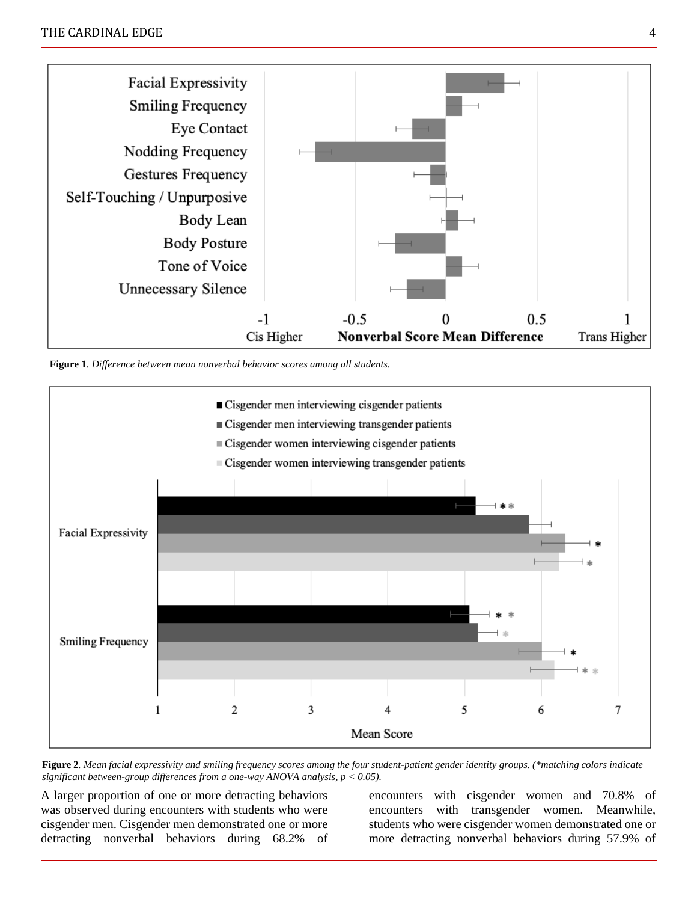**Figure 1**. *Difference between mean nonverbal behavior scores among all students.*

**Figure 2**. *Mean facial expressivity and smiling frequency scores among the four student-patient gender identity groups. (*matching colors indicate significant between-group differences from a one-way ANOVA analysis, $p < 0.05$).*

A larger proportion of one or more detracting behaviors was observed during encounters with students who were cisgender men. Cisgender men demonstrated one or more detracting nonverbal behaviors during 68.2% of encounters with cisgender women and 70.8% of encounters with transgender women. Meanwhile, students who were cisgender women demonstrated one or more detracting nonverbal behaviors during 57.9% of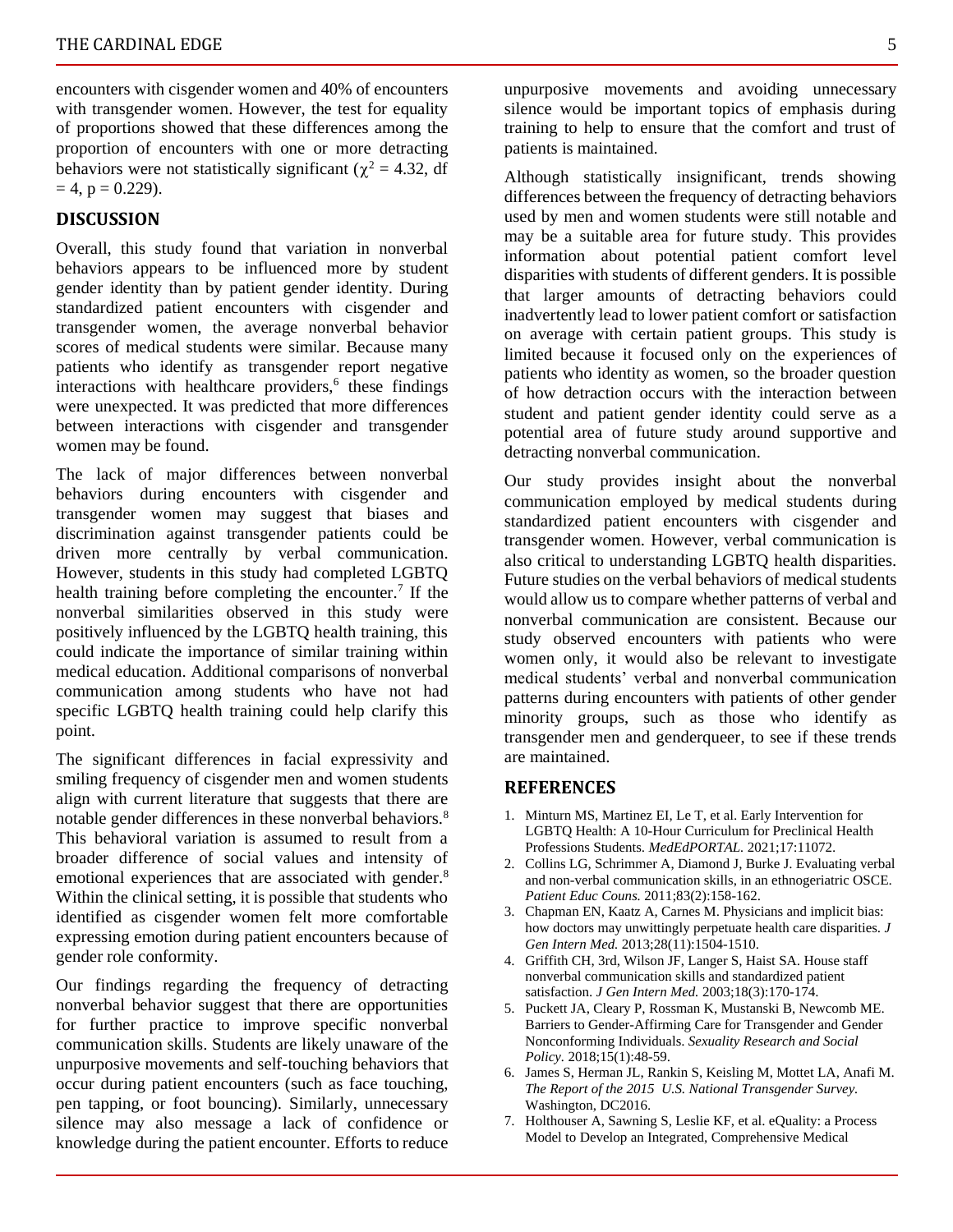encounters with cisgender women and 40% of encounters with transgender women. However, the test for equality of proportions showed that these differences among the proportion of encounters with one or more detracting behaviors were not statistically significant ($\chi^2 = 4.32$, df $= 4$, $p = 0.229$).

## DISCUSSION

Overall, this study found that variation in nonverbal behaviors appears to be influenced more by student gender identity than by patient gender identity. During standardized patient encounters with cisgender and transgender women, the average nonverbal behavior scores of medical students were similar. Because many patients who identify as transgender report negative interactions with healthcare providers,[6] these findings were unexpected. It was predicted that more differences between interactions with cisgender and transgender women may be found.

The lack of major differences between nonverbal behaviors during encounters with cisgender and transgender women may suggest that biases and discrimination against transgender patients could be driven more centrally by verbal communication. However, students in this study had completed LGBTQ health training before completing the encounter.[7] If the nonverbal similarities observed in this study were positively influenced by the LGBTQ health training, this could indicate the importance of similar training within medical education. Additional comparisons of nonverbal communication among students who have not had specific LGBTQ health training could help clarify this point.

The significant differences in facial expressivity and smiling frequency of cisgender men and women students align with current literature that suggests that there are notable gender differences in these nonverbal behaviors.[8] This behavioral variation is assumed to result from a broader difference of social values and intensity of emotional experiences that are associated with gender.[8] Within the clinical setting, it is possible that students who identified as cisgender women felt more comfortable expressing emotion during patient encounters because of gender role conformity.

Our findings regarding the frequency of detracting nonverbal behavior suggest that there are opportunities for further practice to improve specific nonverbal communication skills. Students are likely unaware of the unpurposive movements and self-touching behaviors that occur during patient encounters (such as face touching, pen tapping, or foot bouncing). Similarly, unnecessary silence may also message a lack of confidence or knowledge during the patient encounter. Efforts to reduce unpurposive movements and avoiding unnecessary silence would be important topics of emphasis during training to help to ensure that the comfort and trust of patients is maintained.

Although statistically insignificant, trends showing differences between the frequency of detracting behaviors used by men and women students were still notable and may be a suitable area for future study. This provides information about potential patient comfort level disparities with students of different genders. It is possible that larger amounts of detracting behaviors could inadvertently lead to lower patient comfort or satisfaction on average with certain patient groups. This study is limited because it focused only on the experiences of patients who identity as women, so the broader question of how detraction occurs with the interaction between student and patient gender identity could serve as a potential area of future study around supportive and detracting nonverbal communication.

Our study provides insight about the nonverbal communication employed by medical students during standardized patient encounters with cisgender and transgender women. However, verbal communication is also critical to understanding LGBTQ health disparities. Future studies on the verbal behaviors of medical students would allow us to compare whether patterns of verbal and nonverbal communication are consistent. Because our study observed encounters with patients who were women only, it would also be relevant to investigate medical students' verbal and nonverbal communication patterns during encounters with patients of other gender minority groups, such as those who identify as transgender men and genderqueer, to see if these trends are maintained.

## REFERENCES

1. Minturn MS, Martinez EI, Le T, et al. Early Intervention for LGBTQ Health: A 10-Hour Curriculum for Preclinical Health Professions Students. *MedEdPORTAL.* 2021;17:11072.
2. Collins LG, Schrimmer A, Diamond J, Burke J. Evaluating verbal and non-verbal communication skills, in an ethnogeriatric OSCE. *Patient Educ Couns.* 2011;83(2):158-162.
3. Chapman EN, Kaatz A, Carnes M. Physicians and implicit bias: how doctors may unwittingly perpetuate health care disparities. *J Gen Intern Med.* 2013;28(11):1504-1510.
4. Griffith CH, 3rd, Wilson JF, Langer S, Haist SA. House staff nonverbal communication skills and standardized patient satisfaction. *J Gen Intern Med.* 2003;18(3):170-174.
5. Puckett JA, Cleary P, Rossman K, Mustanski B, Newcomb ME. Barriers to Gender-Affirming Care for Transgender and Gender Nonconforming Individuals. *Sexuality Research and Social Policy.* 2018;15(1):48-59.
6. James S, Herman JL, Rankin S, Keisling M, Mottet LA, Anafi M. *The Report of the 2015 U.S. National Transgender Survey.* Washington, DC2016.
7. Holthouser A, Sawning S, Leslie KF, et al. eQuality: a Process Model to Develop an Integrated, Comprehensive Medical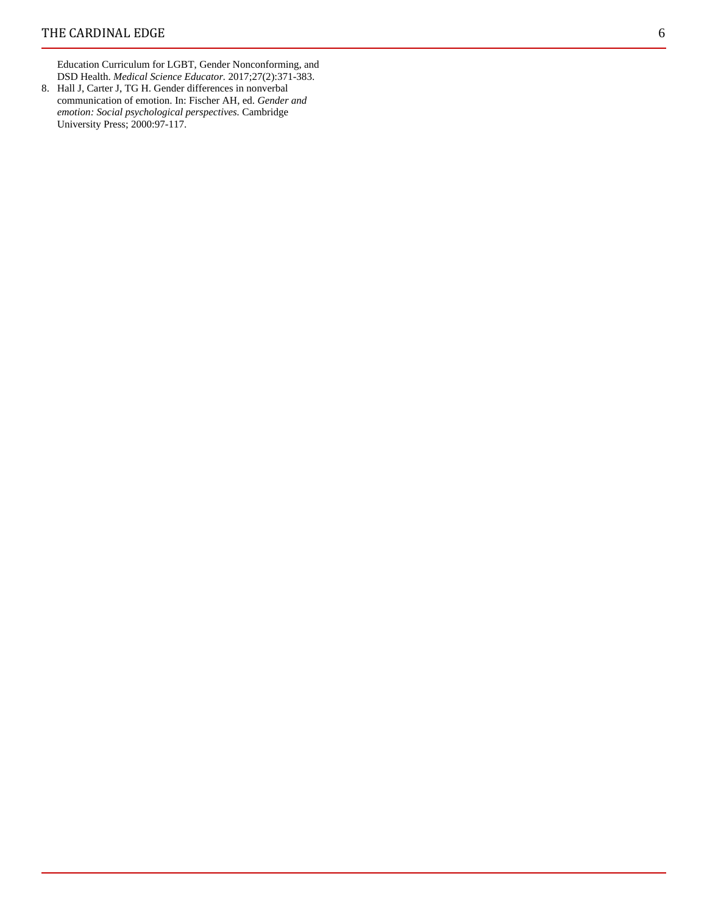Education Curriculum for LGBT, Gender Nonconforming, and DSD Health. *Medical Science Educator.* 2017;27(2):371-383.

8. Hall J, Carter J, TG H. Gender differences in nonverbal communication of emotion. In: Fischer AH, ed. *Gender and emotion: Social psychological perspectives.* Cambridge University Press; 2000:97-117.